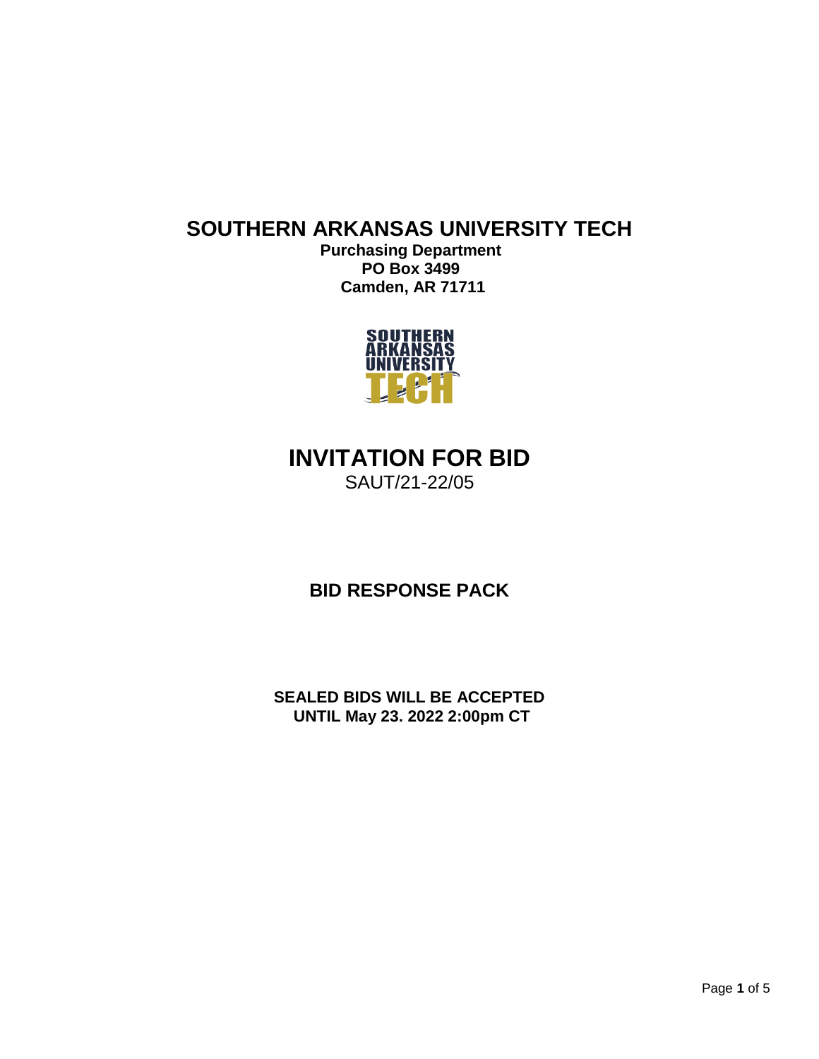# SOUTHERN ARKANSAS UNIVERSITY TECH

**Purchasing Department**
**PO Box 3499**
**Camden, AR 71711**

# INVITATION FOR BID

SAUT/21-22/05

## BID RESPONSE PACK

**SEALED BIDS WILL BE ACCEPTED**
**UNTIL May 23. 2022 2:00pm CT**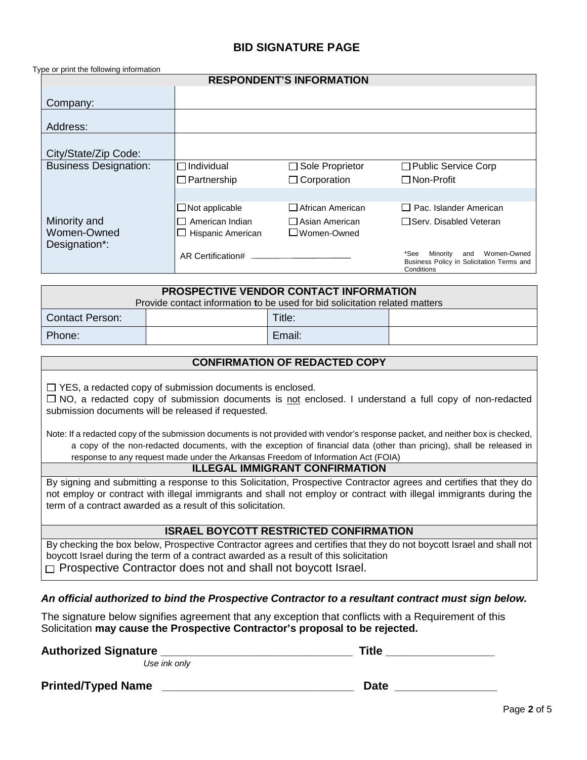# BID SIGNATURE PAGE

Type or print the following information

| RESPONDENT'S INFORMATION | | | |
|---|---|---|---|
| Company: | | | |
| Address: | | | |
| City/State/Zip Code: | | | |
| Business Designation: | ☐ Individual | ☐ Sole Proprietor | ☐ Public Service Corp |
| | ☐ Partnership | ☐ Corporation | ☐ Non-Profit |
| Minority and Women-Owned Designation*: | ☐ Not applicable | ☐ African American | ☐ Pac. Islander American |
| | ☐ American Indian | ☐ Asian American | ☐ Serv. Disabled Veteran |
| | ☐ Hispanic American | ☐ Women-Owned | |
| | AR Certification# ______________ | | *See Minority and Women-Owned Business Policy in Solicitation Terms and Conditions |

| PROSPECTIVE VENDOR CONTACT INFORMATION<br>Provide contact information to be used for bid solicitation related matters | | | |
|---|---|---|---|
| Contact Person: | | Title: | |
| Phone: | | Email: | |

## CONFIRMATION OF REDACTED COPY

☐ YES, a redacted copy of submission documents is enclosed.

☐ NO, a redacted copy of submission documents is not enclosed. I understand a full copy of non-redacted submission documents will be released if requested.

Note: If a redacted copy of the submission documents is not provided with vendor's response packet, and neither box is checked, a copy of the non-redacted documents, with the exception of financial data (other than pricing), shall be released in response to any request made under the Arkansas Freedom of Information Act (FOIA)

## ILLEGAL IMMIGRANT CONFIRMATION

By signing and submitting a response to this Solicitation, Prospective Contractor agrees and certifies that they do not employ or contract with illegal immigrants and shall not employ or contract with illegal immigrants during the term of a contract awarded as a result of this solicitation.

## ISRAEL BOYCOTT RESTRICTED CONFIRMATION

By checking the box below, Prospective Contractor agrees and certifies that they do not boycott Israel and shall not boycott Israel during the term of a contract awarded as a result of this solicitation

☐ Prospective Contractor does not and shall not boycott Israel.

***An official authorized to bind the Prospective Contractor to a resultant contract must sign below.***

The signature below signifies agreement that any exception that conflicts with a Requirement of this Solicitation **may cause the Prospective Contractor's proposal to be rejected.**

**Authorized Signature** ______________________________ **Title** ________________

*Use ink only*

**Printed/Typed Name** ______________________________ **Date** ________________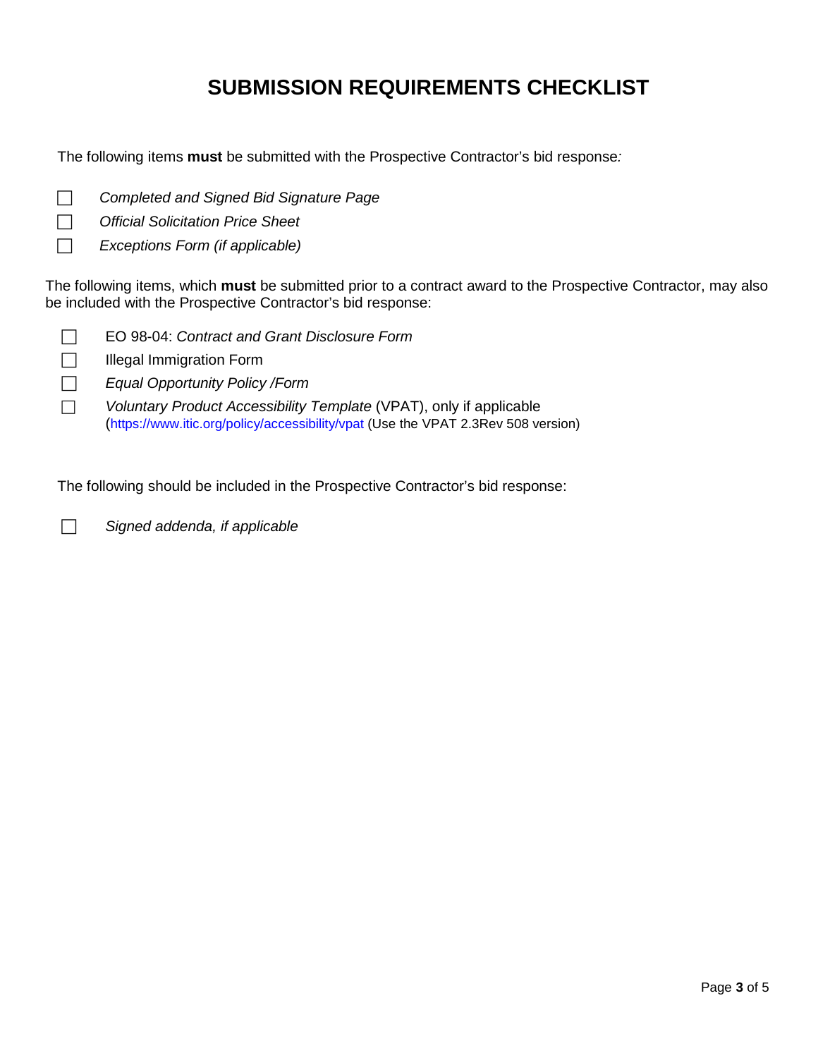# SUBMISSION REQUIREMENTS CHECKLIST

The following items **must** be submitted with the Prospective Contractor's bid response*:*

- ☐ *Completed and Signed Bid Signature Page*
- ☐ *Official Solicitation Price Sheet*
- ☐ *Exceptions Form (if applicable)*

The following items, which **must** be submitted prior to a contract award to the Prospective Contractor, may also be included with the Prospective Contractor's bid response:

- ☐ EO 98-04: *Contract and Grant Disclosure Form*
- ☐ Illegal Immigration Form
- ☐ *Equal Opportunity Policy /Form*
- ☐ *Voluntary Product Accessibility Template* (VPAT), only if applicable (https://www.itic.org/policy/accessibility/vpat (Use the VPAT 2.3Rev 508 version)

The following should be included in the Prospective Contractor's bid response:

- ☐ *Signed addenda, if applicable*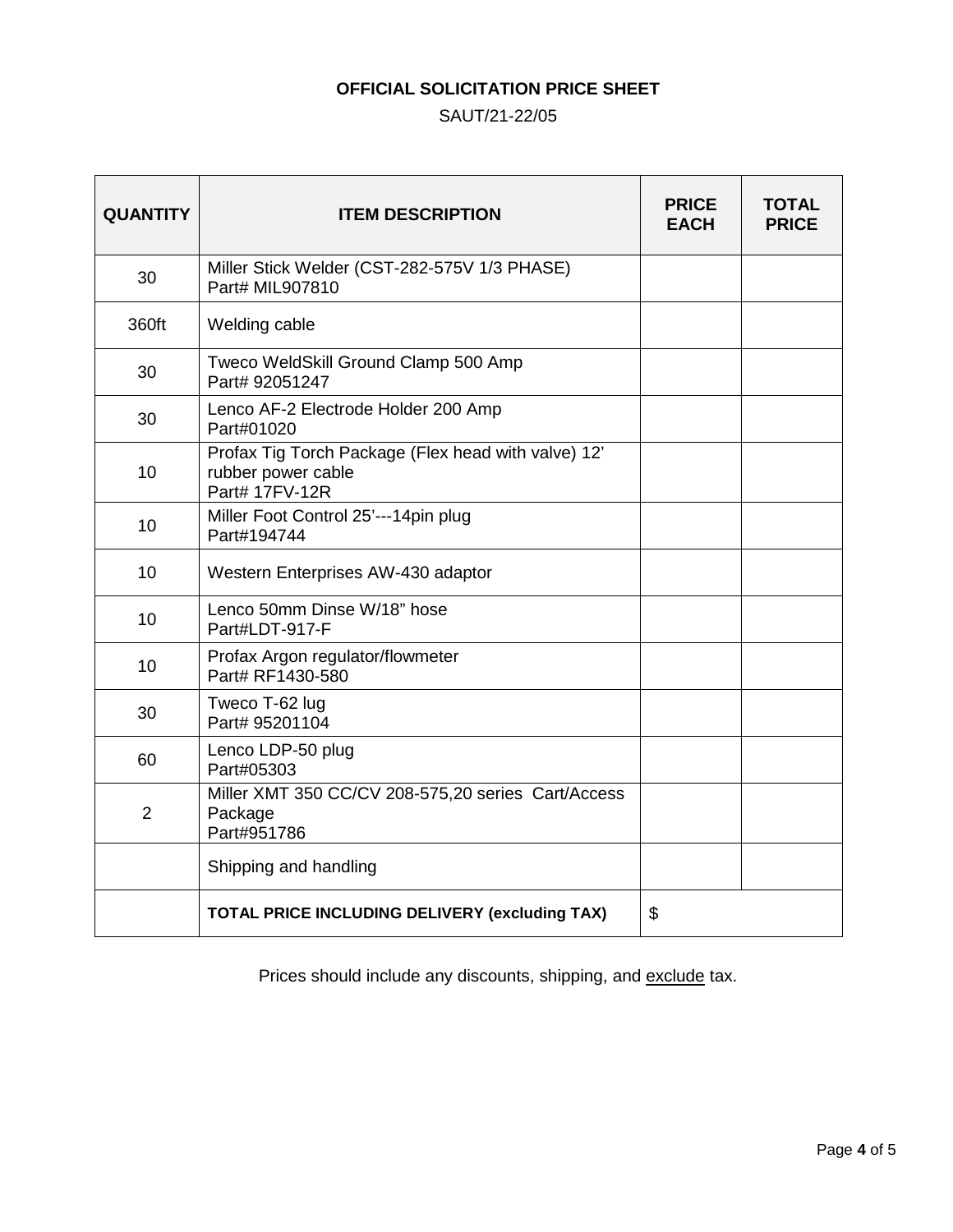**OFFICIAL SOLICITATION PRICE SHEET**

SAUT/21-22/05

| QUANTITY | ITEM DESCRIPTION | PRICE EACH | TOTAL PRICE |
|---|---|---|---|
| 30 | Miller Stick Welder (CST-282-575V 1/3 PHASE) Part# MIL907810 | | |
| 360ft | Welding cable | | |
| 30 | Tweco WeldSkill Ground Clamp 500 Amp Part# 92051247 | | |
| 30 | Lenco AF-2 Electrode Holder 200 Amp Part#01020 | | |
| 10 | Profax Tig Torch Package (Flex head with valve) 12' rubber power cable Part# 17FV-12R | | |
| 10 | Miller Foot Control 25'---14pin plug Part#194744 | | |
| 10 | Western Enterprises AW-430 adaptor | | |
| 10 | Lenco 50mm Dinse W/18" hose Part#LDT-917-F | | |
| 10 | Profax Argon regulator/flowmeter Part# RF1430-580 | | |
| 30 | Tweco T-62 lug Part# 95201104 | | |
| 60 | Lenco LDP-50 plug Part#05303 | | |
| 2 | Miller XMT 350 CC/CV 208-575,20 series Cart/Access Package Part#951786 | | |
| | Shipping and handling | | |
| | **TOTAL PRICE INCLUDING DELIVERY (excluding TAX)** | $ | |

Prices should include any discounts, shipping, and exclude tax.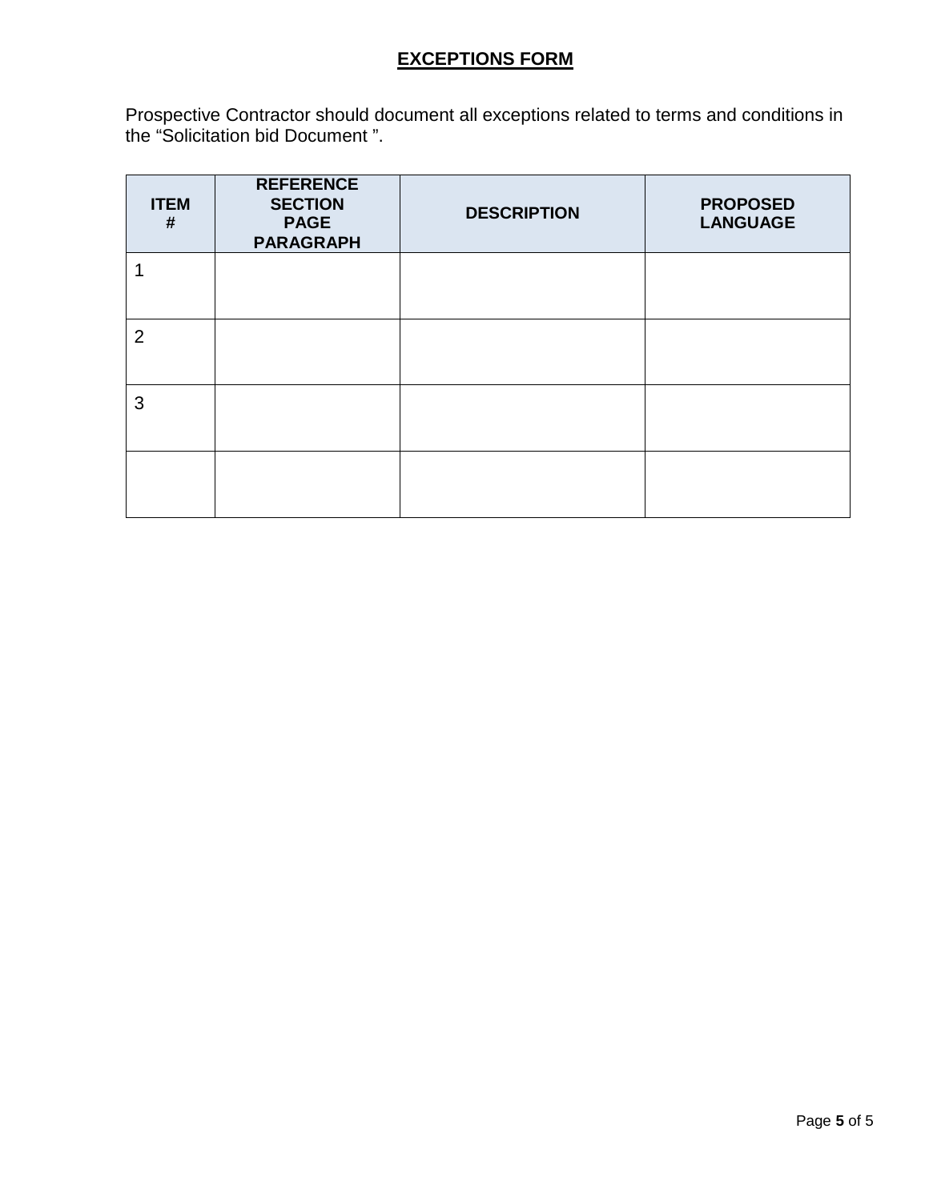# EXCEPTIONS FORM

Prospective Contractor should document all exceptions related to terms and conditions in the "Solicitation bid Document ".

| ITEM # | REFERENCE SECTION PAGE PARAGRAPH | DESCRIPTION | PROPOSED LANGUAGE |
|---|---|---|---|
| 1 | | | |
| 2 | | | |
| 3 | | | |
| | | | |